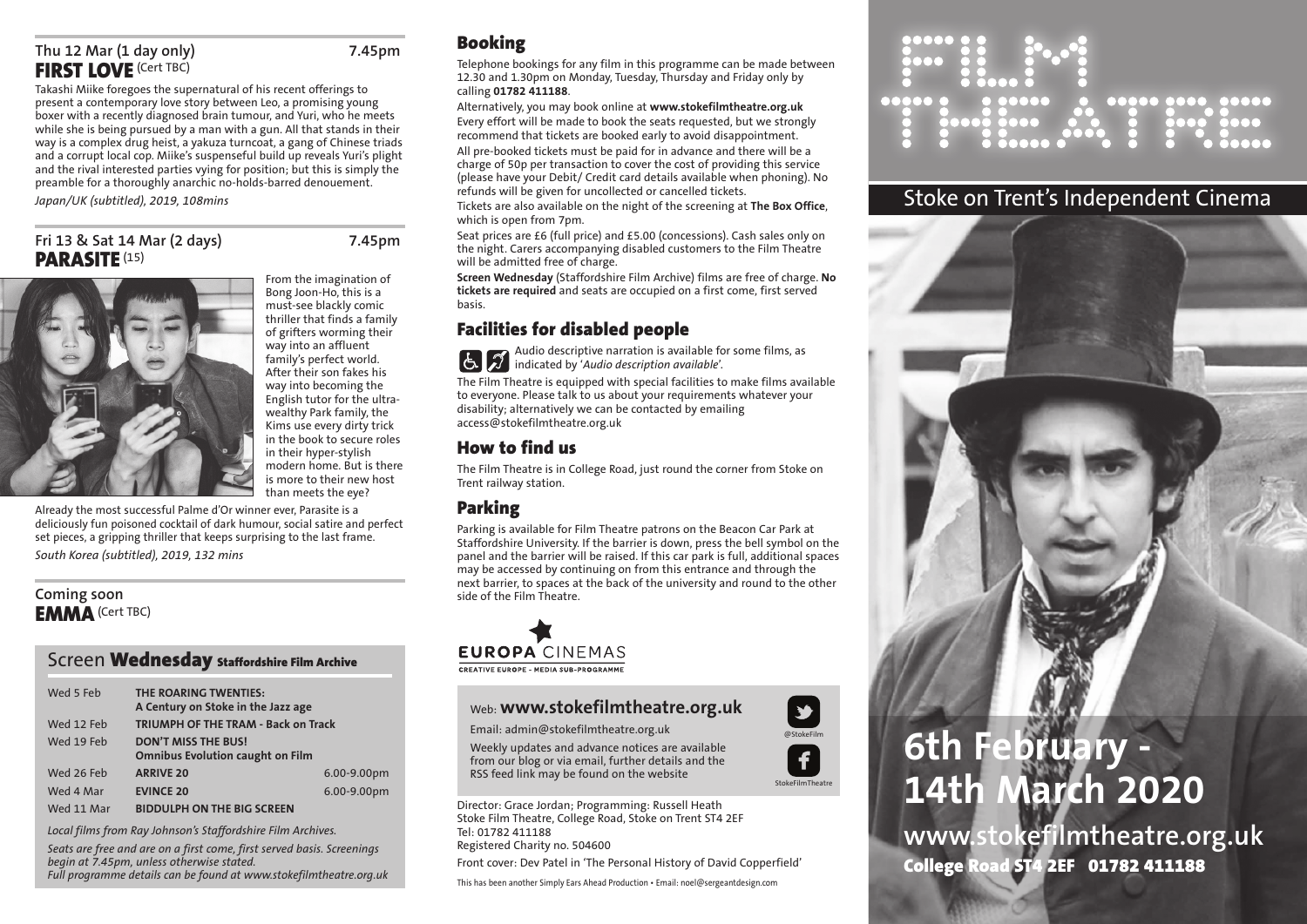**Thu 12 Mar (1 day only)** **7.45pm**

## FIRST LOVE (Cert TBC)

Takashi Miike foregoes the supernatural of his recent offerings to present a contemporary love story between Leo, a promising young boxer with a recently diagnosed brain tumour, and Yuri, who he meets while she is being pursued by a man with a gun. All that stands in their way is a complex drug heist, a yakuza turncoat, a gang of Chinese triads and a corrupt local cop. Miike's suspenseful build up reveals Yuri's plight and the rival interested parties vying for position; but this is simply the preamble for a thoroughly anarchic no-holds-barred denouement.

*Japan/UK (subtitled), 2019, 108mins*

**Fri 13 & Sat 14 Mar (2 days)** **7.45pm**

## PARASITE (15)

From the imagination of Bong Joon-Ho, this is a must-see blackly comic thriller that finds a family of grifters worming their way into an affluent family's perfect world. After their son fakes his way into becoming the English tutor for the ultra-wealthy Park family, the Kims use every dirty trick in the book to secure roles in their hyper-stylish modern home. But is there is more to their new host than meets the eye?

Already the most successful Palme d'Or winner ever, Parasite is a deliciously fun poisoned cocktail of dark humour, social satire and perfect set pieces, a gripping thriller that keeps surprising to the last frame.

*South Korea (subtitled), 2019, 132 mins*

**Coming soon**

## EMMA (Cert TBC)

## Screen Wednesday Staffordshire Film Archive

| | | |
|---|---|---|
| Wed 5 Feb | **THE ROARING TWENTIES: A Century on Stoke in the Jazz age** | |
| Wed 12 Feb | **TRIUMPH OF THE TRAM - Back on Track** | |
| Wed 19 Feb | **DON'T MISS THE BUS! Omnibus Evolution caught on Film** | |
| Wed 26 Feb | **ARRIVE 20** | 6.00-9.00pm |
| Wed 4 Mar | **EVINCE 20** | 6.00-9.00pm |
| Wed 11 Mar | **BIDDULPH ON THE BIG SCREEN** | |

*Local films from Ray Johnson's Staffordshire Film Archives.*

*Seats are free and are on a first come, first served basis. Screenings begin at 7.45pm, unless otherwise stated.*
*Full programme details can be found at www.stokefilmtheatre.org.uk*

## Booking

Telephone bookings for any film in this programme can be made between 12.30 and 1.30pm on Monday, Tuesday, Thursday and Friday only by calling **01782 411188**.

Alternatively, you may book online at **www.stokefilmtheatre.org.uk** Every effort will be made to book the seats requested, but we strongly recommend that tickets are booked early to avoid disappointment.

All pre-booked tickets must be paid for in advance and there will be a charge of 50p per transaction to cover the cost of providing this service (please have your Debit/ Credit card details available when phoning). No refunds will be given for uncollected or cancelled tickets.

Tickets are also available on the night of the screening at **The Box Office**, which is open from 7pm.

Seat prices are £6 (full price) and £5.00 (concessions). Cash sales only on the night. Carers accompanying disabled customers to the Film Theatre will be admitted free of charge.

**Screen Wednesday** (Staffordshire Film Archive) films are free of charge. **No tickets are required** and seats are occupied on a first come, first served basis.

## Facilities for disabled people

Audio descriptive narration is available for some films, as indicated by '*Audio description available*'.

The Film Theatre is equipped with special facilities to make films available to everyone. Please talk to us about your requirements whatever your disability; alternatively we can be contacted by emailing access@stokefilmtheatre.org.uk

## How to find us

The Film Theatre is in College Road, just round the corner from Stoke on Trent railway station.

## Parking

Parking is available for Film Theatre patrons on the Beacon Car Park at Staffordshire University. If the barrier is down, press the bell symbol on the panel and the barrier will be raised. If this car park is full, additional spaces may be accessed by continuing on from this entrance and through the next barrier, to spaces at the back of the university and round to the other side of the Film Theatre.

EUROPA CINEMAS
CREATIVE EUROPE - MEDIA SUB-PROGRAMME

Web: **www.stokefilmtheatre.org.uk**

Email: admin@stokefilmtheatre.org.uk

Weekly updates and advance notices are available from our blog or via email, further details and the RSS feed link may be found on the website

@StokeFilm
StokeFilmTheatre

Director: Grace Jordan; Programming: Russell Heath
Stoke Film Theatre, College Road, Stoke on Trent ST4 2EF
Tel: 01782 411188
Registered Charity no. 504600

Front cover: Dev Patel in 'The Personal History of David Copperfield'

This has been another Simply Ears Ahead Production • Email: noel@sergeantdesign.com

# FILM THEATRE

## Stoke on Trent's Independent Cinema

# 6th February - 14th March 2020

**www.stokefilmtheatre.org.uk**

**College Road ST4 2EF 01782 411188**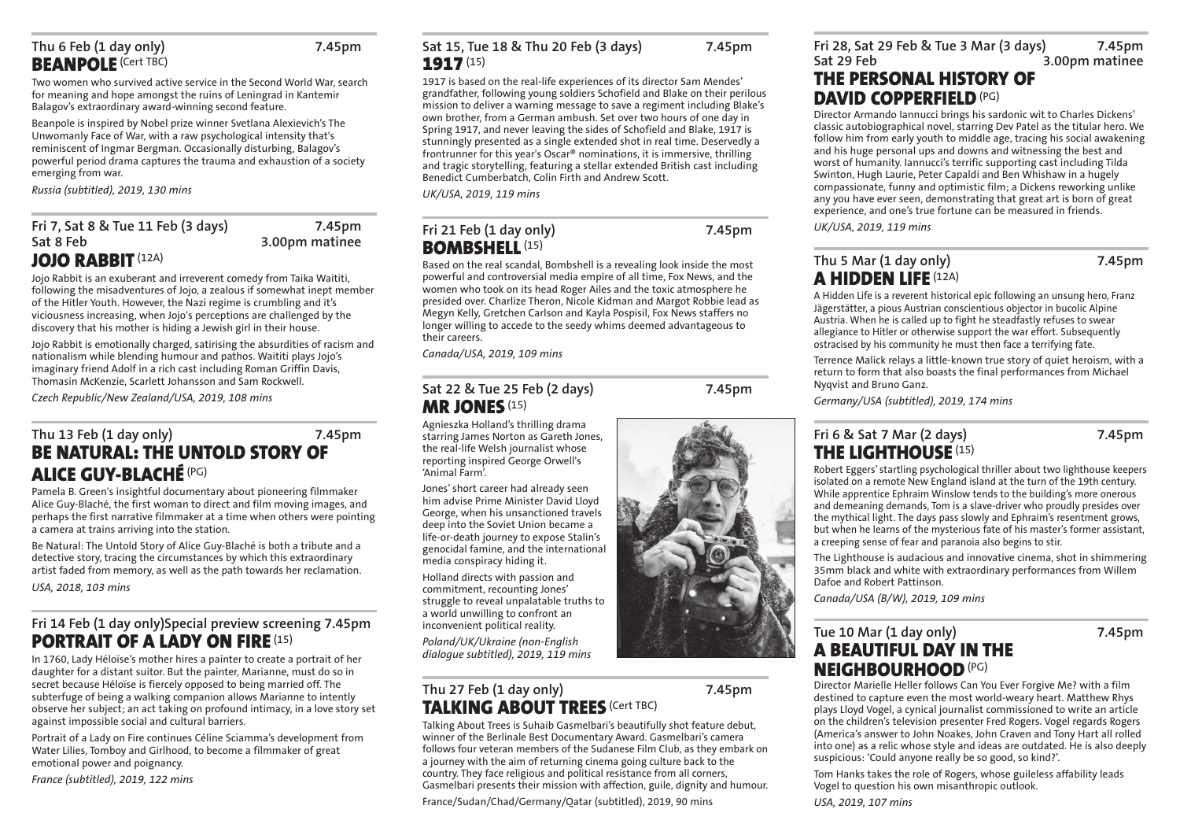**Thu 6 Feb (1 day only)** **7.45pm**

## BEANPOLE (Cert TBC)

Two women who survived active service in the Second World War, search for meaning and hope amongst the ruins of Leningrad in Kantemir Balagov's extraordinary award-winning second feature.

Beanpole is inspired by Nobel prize winner Svetlana Alexievich's The Unwomanly Face of War, with a raw psychological intensity that's reminiscent of Ingmar Bergman. Occasionally disturbing, Balagov's powerful period drama captures the trauma and exhaustion of a society emerging from war.

*Russia (subtitled), 2019, 130 mins*

**Fri 7, Sat 8 & Tue 11 Feb (3 days)** **7.45pm**
**Sat 8 Feb** **3.00pm matinee**

## JOJO RABBIT (12A)

Jojo Rabbit is an exuberant and irreverent comedy from Taika Waititi, following the misadventures of Jojo, a zealous if somewhat inept member of the Hitler Youth. However, the Nazi regime is crumbling and it's viciousness increasing, when Jojo's perceptions are challenged by the discovery that his mother is hiding a Jewish girl in their house.

Jojo Rabbit is emotionally charged, satirising the absurdities of racism and nationalism while blending humour and pathos. Waititi plays Jojo's imaginary friend Adolf in a rich cast including Roman Griffin Davis, Thomasin McKenzie, Scarlett Johansson and Sam Rockwell.

*Czech Republic/New Zealand/USA, 2019, 108 mins*

**Thu 13 Feb (1 day only)** **7.45pm**

## BE NATURAL: THE UNTOLD STORY OF ALICE GUY-BLACHÉ (PG)

Pamela B. Green's insightful documentary about pioneering filmmaker Alice Guy-Blaché, the first woman to direct and film moving images, and perhaps the first narrative filmmaker at a time when others were pointing a camera at trains arriving into the station.

Be Natural: The Untold Story of Alice Guy-Blaché is both a tribute and a detective story, tracing the circumstances by which this extraordinary artist faded from memory, as well as the path towards her reclamation.

*USA, 2018, 103 mins*

**Fri 14 Feb (1 day only)Special preview screening 7.45pm**

## PORTRAIT OF A LADY ON FIRE (15)

In 1760, Lady Héloïse's mother hires a painter to create a portrait of her daughter for a distant suitor. But the painter, Marianne, must do so in secret because Héloïse is fiercely opposed to being married off. The subterfuge of being a walking companion allows Marianne to intently observe her subject; an act taking on profound intimacy, in a love story set against impossible social and cultural barriers.

Portrait of a Lady on Fire continues Céline Sciamma's development from Water Lilies, Tomboy and Girlhood, to become a filmmaker of great emotional power and poignancy.

*France (subtitled), 2019, 122 mins*

**Sat 15, Tue 18 & Thu 20 Feb (3 days)** **7.45pm**

## 1917 (15)

1917 is based on the real-life experiences of its director Sam Mendes' grandfather, following young soldiers Schofield and Blake on their perilous mission to deliver a warning message to save a regiment including Blake's own brother, from a German ambush. Set over two hours of one day in Spring 1917, and never leaving the sides of Schofield and Blake, 1917 is stunningly presented as a single extended shot in real time. Deservedly a frontrunner for this year's Oscar® nominations, it is immersive, thrilling and tragic storytelling, featuring a stellar extended British cast including Benedict Cumberbatch, Colin Firth and Andrew Scott.

*UK/USA, 2019, 119 mins*

**Fri 21 Feb (1 day only)** **7.45pm**

## BOMBSHELL (15)

Based on the real scandal, Bombshell is a revealing look inside the most powerful and controversial media empire of all time, Fox News, and the women who took on its head Roger Ailes and the toxic atmosphere he presided over. Charlize Theron, Nicole Kidman and Margot Robbie lead as Megyn Kelly, Gretchen Carlson and Kayla Pospisil, Fox News staffers no longer willing to accede to the seedy whims deemed advantageous to their careers.

*Canada/USA, 2019, 109 mins*

**Sat 22 & Tue 25 Feb (2 days)** **7.45pm**

## MR JONES (15)

Agnieszka Holland's thrilling drama starring James Norton as Gareth Jones, the real-life Welsh journalist whose reporting inspired George Orwell's 'Animal Farm'.

Jones' short career had already seen him advise Prime Minister David Lloyd George, when his unsanctioned travels deep into the Soviet Union became a life-or-death journey to expose Stalin's genocidal famine, and the international media conspiracy hiding it.

Holland directs with passion and commitment, recounting Jones' struggle to reveal unpalatable truths to a world unwilling to confront an inconvenient political reality.

*Poland/UK/Ukraine (non-English dialogue subtitled), 2019, 119 mins*

**Thu 27 Feb (1 day only)** **7.45pm**

## TALKING ABOUT TREES (Cert TBC)

Talking About Trees is Suhaib Gasmelbari's beautifully shot feature debut, winner of the Berlinale Best Documentary Award. Gasmelbari's camera follows four veteran members of the Sudanese Film Club, as they embark on a journey with the aim of returning cinema going culture back to the country. They face religious and political resistance from all corners, Gasmelbari presents their mission with affection, guile, dignity and humour.

France/Sudan/Chad/Germany/Qatar (subtitled), 2019, 90 mins

**Fri 28, Sat 29 Feb & Tue 3 Mar (3 days)** **7.45pm**
**Sat 29 Feb** **3.00pm matinee**

## THE PERSONAL HISTORY OF DAVID COPPERFIELD (PG)

Director Armando Iannucci brings his sardonic wit to Charles Dickens' classic autobiographical novel, starring Dev Patel as the titular hero. We follow him from early youth to middle age, tracing his social awakening and his huge personal ups and downs and witnessing the best and worst of humanity. Iannucci's terrific supporting cast including Tilda Swinton, Hugh Laurie, Peter Capaldi and Ben Whishaw in a hugely compassionate, funny and optimistic film; a Dickens reworking unlike any you have ever seen, demonstrating that great art is born of great experience, and one's true fortune can be measured in friends.

*UK/USA, 2019, 119 mins*

**Thu 5 Mar (1 day only)** **7.45pm**

## A HIDDEN LIFE (12A)

A Hidden Life is a reverent historical epic following an unsung hero, Franz Jägerstätter, a pious Austrian conscientious objector in bucolic Alpine Austria. When he is called up to fight he steadfastly refuses to swear allegiance to Hitler or otherwise support the war effort. Subsequently ostracised by his community he must then face a terrifying fate.

Terrence Malick relays a little-known true story of quiet heroism, with a return to form that also boasts the final performances from Michael Nyqvist and Bruno Ganz.

*Germany/USA (subtitled), 2019, 174 mins*

**Fri 6 & Sat 7 Mar (2 days)** **7.45pm**

## THE LIGHTHOUSE (15)

Robert Eggers' startling psychological thriller about two lighthouse keepers isolated on a remote New England island at the turn of the 19th century. While apprentice Ephraim Winslow tends to the building's more onerous and demeaning demands, Tom is a slave-driver who proudly presides over the mythical light. The days pass slowly and Ephraim's resentment grows, but when he learns of the mysterious fate of his master's former assistant, a creeping sense of fear and paranoia also begins to stir.

The Lighthouse is audacious and innovative cinema, shot in shimmering 35mm black and white with extraordinary performances from Willem Dafoe and Robert Pattinson.

*Canada/USA (B/W), 2019, 109 mins*

**Tue 10 Mar (1 day only)** **7.45pm**

## A BEAUTIFUL DAY IN THE NEIGHBOURHOOD (PG)

Director Marielle Heller follows Can You Ever Forgive Me? with a film destined to capture even the most world-weary heart. Matthew Rhys plays Lloyd Vogel, a cynical journalist commissioned to write an article on the children's television presenter Fred Rogers. Vogel regards Rogers (America's answer to John Noakes, John Craven and Tony Hart all rolled into one) as a relic whose style and ideas are outdated. He is also deeply suspicious: 'Could anyone really be so good, so kind?'.

Tom Hanks takes the role of Rogers, whose guileless affability leads Vogel to question his own misanthropic outlook.

*USA, 2019, 107 mins*